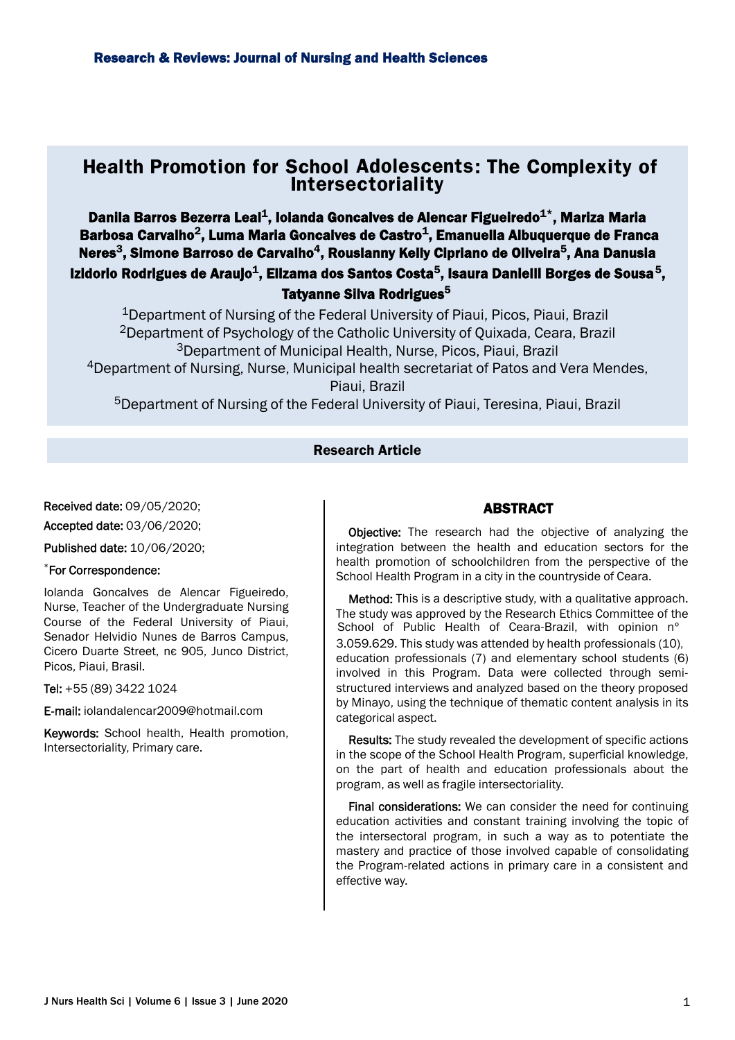Research & Reviews: Journal of Nursing and Health Sciences

# Health Promotion for School Adolescents: The Complexity of Intersectoriality

**Danila Barros Bezerra Leal[1], Iolanda Goncalves de Alencar Figueiredo[1*], Mariza Maria Barbosa Carvalho[2], Luma Maria Goncalves de Castro[1], Emanuella Albuquerque de Franca Neres[3], Simone Barroso de Carvalho[4], Rousianny Kelly Cipriano de Oliveira[5], Ana Danusia Izidorio Rodrigues de Araujo[1], Elizama dos Santos Costa[5], Isaura Danielli Borges de Sousa[5], Tatyanne Silva Rodrigues[5]**

[1]Department of Nursing of the Federal University of Piaui, Picos, Piaui, Brazil
[2]Department of Psychology of the Catholic University of Quixada, Ceara, Brazil
[3]Department of Municipal Health, Nurse, Picos, Piaui, Brazil
[4]Department of Nursing, Nurse, Municipal health secretariat of Patos and Vera Mendes, Piaui, Brazil
[5]Department of Nursing of the Federal University of Piaui, Teresina, Piaui, Brazil

**Research Article**

Received date: 09/05/2020;

Accepted date: 03/06/2020;

Published date: 10/06/2020;

*For Correspondence:

Iolanda Goncalves de Alencar Figueiredo, Nurse, Teacher of the Undergraduate Nursing Course of the Federal University of Piaui, Senador Helvidio Nunes de Barros Campus, Cicero Duarte Street, nc 905, Junco District, Picos, Piaui, Brasil.

Tel: +55 (89) 3422 1024

E-mail: iolandalencar2009@hotmail.com

Keywords: School health, Health promotion, Intersectoriality, Primary care.

## ABSTRACT

Objective: The research had the objective of analyzing the integration between the health and education sectors for the health promotion of schoolchildren from the perspective of the School Health Program in a city in the countryside of Ceara.

Method: This is a descriptive study, with a qualitative approach. The study was approved by the Research Ethics Committee of the School of Public Health of Ceara-Brazil, with opinion nº 3.059.629. This study was attended by health professionals (10), education professionals (7) and elementary school students (6) involved in this Program. Data were collected through semi-structured interviews and analyzed based on the theory proposed by Minayo, using the technique of thematic content analysis in its categorical aspect.

Results: The study revealed the development of specific actions in the scope of the School Health Program, superficial knowledge, on the part of health and education professionals about the program, as well as fragile intersectoriality.

Final considerations: We can consider the need for continuing education activities and constant training involving the topic of the intersectoral program, in such a way as to potentiate the mastery and practice of those involved capable of consolidating the Program-related actions in primary care in a consistent and effective way.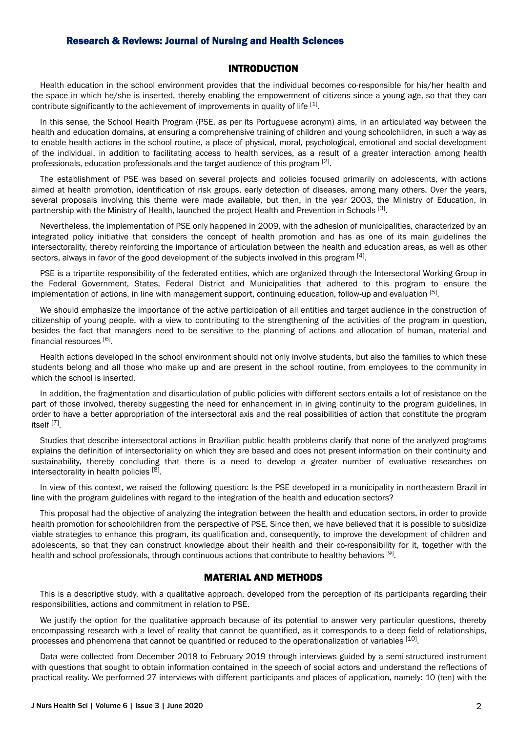## INTRODUCTION

Health education in the school environment provides that the individual becomes co-responsible for his/her health and the space in which he/she is inserted, thereby enabling the empowerment of citizens since a young age, so that they can contribute significantly to the achievement of improvements in quality of life [1].

In this sense, the School Health Program (PSE, as per its Portuguese acronym) aims, in an articulated way between the health and education domains, at ensuring a comprehensive training of children and young schoolchildren, in such a way as to enable health actions in the school routine, a place of physical, moral, psychological, emotional and social development of the individual, in addition to facilitating access to health services, as a result of a greater interaction among health professionals, education professionals and the target audience of this program [2].

The establishment of PSE was based on several projects and policies focused primarily on adolescents, with actions aimed at health promotion, identification of risk groups, early detection of diseases, among many others. Over the years, several proposals involving this theme were made available, but then, in the year 2003, the Ministry of Education, in partnership with the Ministry of Health, launched the project Health and Prevention in Schools [3].

Nevertheless, the implementation of PSE only happened in 2009, with the adhesion of municipalities, characterized by an integrated policy initiative that considers the concept of health promotion and has as one of its main guidelines the intersectorality, thereby reinforcing the importance of articulation between the health and education areas, as well as other sectors, always in favor of the good development of the subjects involved in this program [4].

PSE is a tripartite responsibility of the federated entities, which are organized through the Intersectoral Working Group in the Federal Government, States, Federal District and Municipalities that adhered to this program to ensure the implementation of actions, in line with management support, continuing education, follow-up and evaluation [5].

We should emphasize the importance of the active participation of all entities and target audience in the construction of citizenship of young people, with a view to contributing to the strengthening of the activities of the program in question, besides the fact that managers need to be sensitive to the planning of actions and allocation of human, material and financial resources [6].

Health actions developed in the school environment should not only involve students, but also the families to which these students belong and all those who make up and are present in the school routine, from employees to the community in which the school is inserted.

In addition, the fragmentation and disarticulation of public policies with different sectors entails a lot of resistance on the part of those involved, thereby suggesting the need for enhancement in in giving continuity to the program guidelines, in order to have a better appropriation of the intersectoral axis and the real possibilities of action that constitute the program itself [7].

Studies that describe intersectoral actions in Brazilian public health problems clarify that none of the analyzed programs explains the definition of intersectoriality on which they are based and does not present information on their continuity and sustainability, thereby concluding that there is a need to develop a greater number of evaluative researches on intersectorality in health policies [8].

In view of this context, we raised the following question: Is the PSE developed in a municipality in northeastern Brazil in line with the program guidelines with regard to the integration of the health and education sectors?

This proposal had the objective of analyzing the integration between the health and education sectors, in order to provide health promotion for schoolchildren from the perspective of PSE. Since then, we have believed that it is possible to subsidize viable strategies to enhance this program, its qualification and, consequently, to improve the development of children and adolescents, so that they can construct knowledge about their health and their co-responsibility for it, together with the health and school professionals, through continuous actions that contribute to healthy behaviors [9].

## MATERIAL AND METHODS

This is a descriptive study, with a qualitative approach, developed from the perception of its participants regarding their responsibilities, actions and commitment in relation to PSE.

We justify the option for the qualitative approach because of its potential to answer very particular questions, thereby encompassing research with a level of reality that cannot be quantified, as it corresponds to a deep field of relationships, processes and phenomena that cannot be quantified or reduced to the operationalization of variables [10].

Data were collected from December 2018 to February 2019 through interviews guided by a semi-structured instrument with questions that sought to obtain information contained in the speech of social actors and understand the reflections of practical reality. We performed 27 interviews with different participants and places of application, namely: 10 (ten) with the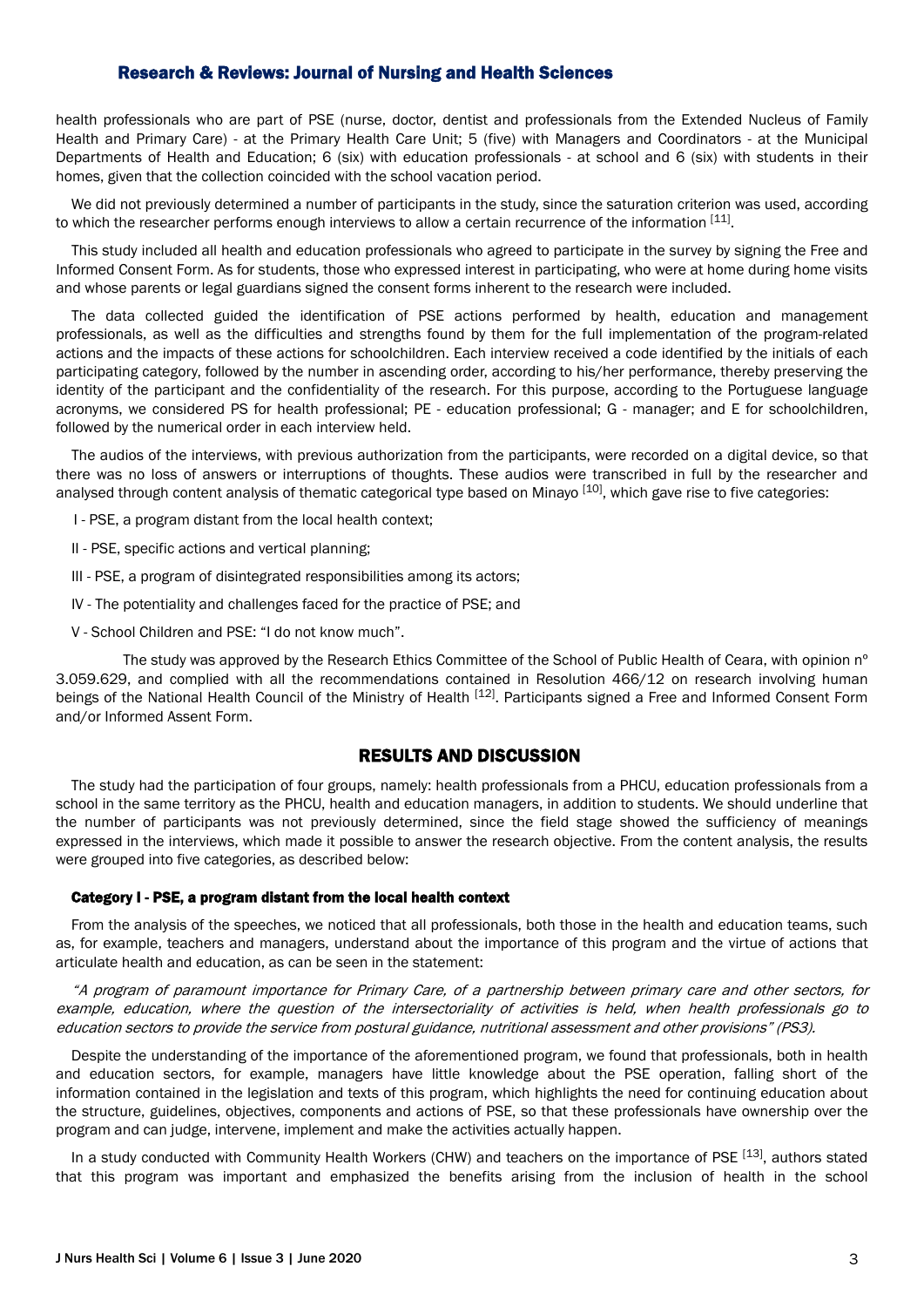health professionals who are part of PSE (nurse, doctor, dentist and professionals from the Extended Nucleus of Family Health and Primary Care) - at the Primary Health Care Unit; 5 (five) with Managers and Coordinators - at the Municipal Departments of Health and Education; 6 (six) with education professionals - at school and 6 (six) with students in their homes, given that the collection coincided with the school vacation period.

We did not previously determined a number of participants in the study, since the saturation criterion was used, according to which the researcher performs enough interviews to allow a certain recurrence of the information [11].

This study included all health and education professionals who agreed to participate in the survey by signing the Free and Informed Consent Form. As for students, those who expressed interest in participating, who were at home during home visits and whose parents or legal guardians signed the consent forms inherent to the research were included.

The data collected guided the identification of PSE actions performed by health, education and management professionals, as well as the difficulties and strengths found by them for the full implementation of the program-related actions and the impacts of these actions for schoolchildren. Each interview received a code identified by the initials of each participating category, followed by the number in ascending order, according to his/her performance, thereby preserving the identity of the participant and the confidentiality of the research. For this purpose, according to the Portuguese language acronyms, we considered PS for health professional; PE - education professional; G - manager; and E for schoolchildren, followed by the numerical order in each interview held.

The audios of the interviews, with previous authorization from the participants, were recorded on a digital device, so that there was no loss of answers or interruptions of thoughts. These audios were transcribed in full by the researcher and analysed through content analysis of thematic categorical type based on Minayo [10], which gave rise to five categories:

I - PSE, a program distant from the local health context;

II - PSE, specific actions and vertical planning;

III - PSE, a program of disintegrated responsibilities among its actors;

IV - The potentiality and challenges faced for the practice of PSE; and

V - School Children and PSE: "I do not know much".

The study was approved by the Research Ethics Committee of the School of Public Health of Ceara, with opinion nº 3.059.629, and complied with all the recommendations contained in Resolution 466/12 on research involving human beings of the National Health Council of the Ministry of Health [12]. Participants signed a Free and Informed Consent Form and/or Informed Assent Form.

## RESULTS AND DISCUSSION

The study had the participation of four groups, namely: health professionals from a PHCU, education professionals from a school in the same territory as the PHCU, health and education managers, in addition to students. We should underline that the number of participants was not previously determined, since the field stage showed the sufficiency of meanings expressed in the interviews, which made it possible to answer the research objective. From the content analysis, the results were grouped into five categories, as described below:

### Category I - PSE, a program distant from the local health context

From the analysis of the speeches, we noticed that all professionals, both those in the health and education teams, such as, for example, teachers and managers, understand about the importance of this program and the virtue of actions that articulate health and education, as can be seen in the statement:

*"A program of paramount importance for Primary Care, of a partnership between primary care and other sectors, for example, education, where the question of the intersectoriality of activities is held, when health professionals go to education sectors to provide the service from postural guidance, nutritional assessment and other provisions" (PS3).*

Despite the understanding of the importance of the aforementioned program, we found that professionals, both in health and education sectors, for example, managers have little knowledge about the PSE operation, falling short of the information contained in the legislation and texts of this program, which highlights the need for continuing education about the structure, guidelines, objectives, components and actions of PSE, so that these professionals have ownership over the program and can judge, intervene, implement and make the activities actually happen.

In a study conducted with Community Health Workers (CHW) and teachers on the importance of PSE [13], authors stated that this program was important and emphasized the benefits arising from the inclusion of health in the school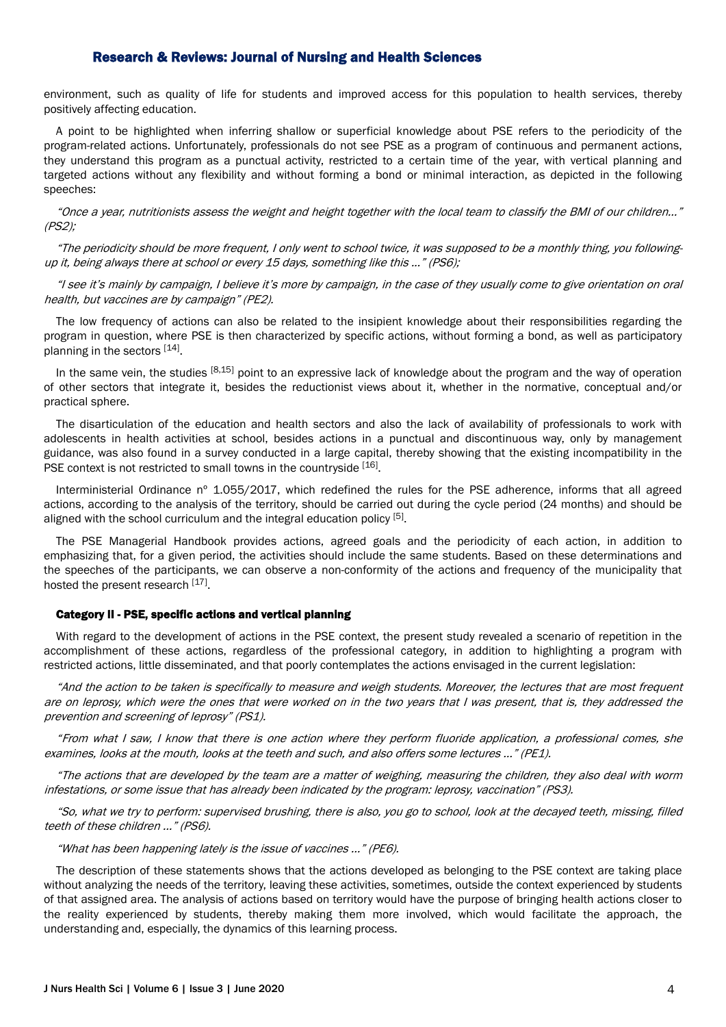environment, such as quality of life for students and improved access for this population to health services, thereby positively affecting education.

A point to be highlighted when inferring shallow or superficial knowledge about PSE refers to the periodicity of the program-related actions. Unfortunately, professionals do not see PSE as a program of continuous and permanent actions, they understand this program as a punctual activity, restricted to a certain time of the year, with vertical planning and targeted actions without any flexibility and without forming a bond or minimal interaction, as depicted in the following speeches:

*"Once a year, nutritionists assess the weight and height together with the local team to classify the BMI of our children..." (PS2);*

*"The periodicity should be more frequent, I only went to school twice, it was supposed to be a monthly thing, you following-up it, being always there at school or every 15 days, something like this ..." (PS6);*

*"I see it's mainly by campaign, I believe it's more by campaign, in the case of they usually come to give orientation on oral health, but vaccines are by campaign" (PE2).*

The low frequency of actions can also be related to the insipient knowledge about their responsibilities regarding the program in question, where PSE is then characterized by specific actions, without forming a bond, as well as participatory planning in the sectors [14].

In the same vein, the studies [8,15] point to an expressive lack of knowledge about the program and the way of operation of other sectors that integrate it, besides the reductionist views about it, whether in the normative, conceptual and/or practical sphere.

The disarticulation of the education and health sectors and also the lack of availability of professionals to work with adolescents in health activities at school, besides actions in a punctual and discontinuous way, only by management guidance, was also found in a survey conducted in a large capital, thereby showing that the existing incompatibility in the PSE context is not restricted to small towns in the countryside [16].

Interministerial Ordinance nº 1.055/2017, which redefined the rules for the PSE adherence, informs that all agreed actions, according to the analysis of the territory, should be carried out during the cycle period (24 months) and should be aligned with the school curriculum and the integral education policy [5].

The PSE Managerial Handbook provides actions, agreed goals and the periodicity of each action, in addition to emphasizing that, for a given period, the activities should include the same students. Based on these determinations and the speeches of the participants, we can observe a non-conformity of the actions and frequency of the municipality that hosted the present research [17].

#### Category II - PSE, specific actions and vertical planning

With regard to the development of actions in the PSE context, the present study revealed a scenario of repetition in the accomplishment of these actions, regardless of the professional category, in addition to highlighting a program with restricted actions, little disseminated, and that poorly contemplates the actions envisaged in the current legislation:

*"And the action to be taken is specifically to measure and weigh students. Moreover, the lectures that are most frequent are on leprosy, which were the ones that were worked on in the two years that I was present, that is, they addressed the prevention and screening of leprosy" (PS1).*

*"From what I saw, I know that there is one action where they perform fluoride application, a professional comes, she examines, looks at the mouth, looks at the teeth and such, and also offers some lectures ..." (PE1).*

*"The actions that are developed by the team are a matter of weighing, measuring the children, they also deal with worm infestations, or some issue that has already been indicated by the program: leprosy, vaccination" (PS3).*

*"So, what we try to perform: supervised brushing, there is also, you go to school, look at the decayed teeth, missing, filled teeth of these children ..." (PS6).*

*"What has been happening lately is the issue of vaccines ..." (PE6).*

The description of these statements shows that the actions developed as belonging to the PSE context are taking place without analyzing the needs of the territory, leaving these activities, sometimes, outside the context experienced by students of that assigned area. The analysis of actions based on territory would have the purpose of bringing health actions closer to the reality experienced by students, thereby making them more involved, which would facilitate the approach, the understanding and, especially, the dynamics of this learning process.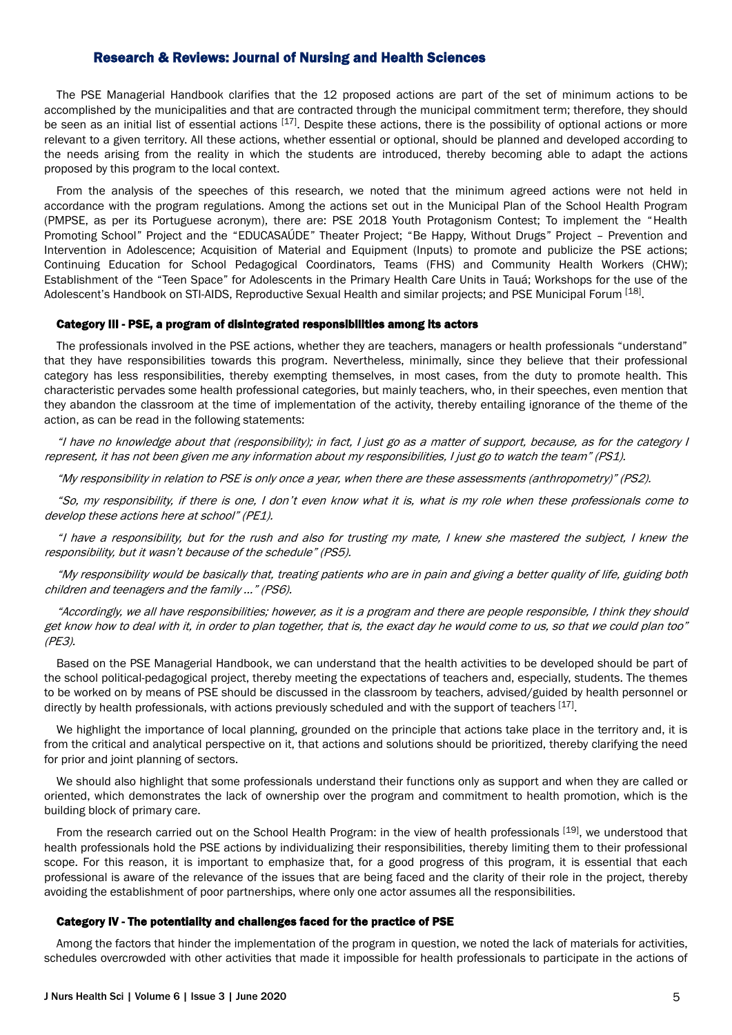The PSE Managerial Handbook clarifies that the 12 proposed actions are part of the set of minimum actions to be accomplished by the municipalities and that are contracted through the municipal commitment term; therefore, they should be seen as an initial list of essential actions [17]. Despite these actions, there is the possibility of optional actions or more relevant to a given territory. All these actions, whether essential or optional, should be planned and developed according to the needs arising from the reality in which the students are introduced, thereby becoming able to adapt the actions proposed by this program to the local context.

From the analysis of the speeches of this research, we noted that the minimum agreed actions were not held in accordance with the program regulations. Among the actions set out in the Municipal Plan of the School Health Program (PMPSE, as per its Portuguese acronym), there are: PSE 2018 Youth Protagonism Contest; To implement the "Health Promoting School" Project and the "EDUCASAÚDE" Theater Project; "Be Happy, Without Drugs" Project – Prevention and Intervention in Adolescence; Acquisition of Material and Equipment (Inputs) to promote and publicize the PSE actions; Continuing Education for School Pedagogical Coordinators, Teams (FHS) and Community Health Workers (CHW); Establishment of the "Teen Space" for Adolescents in the Primary Health Care Units in Tauá; Workshops for the use of the Adolescent's Handbook on STI-AIDS, Reproductive Sexual Health and similar projects; and PSE Municipal Forum [18].

### Category III - PSE, a program of disintegrated responsibilities among its actors

The professionals involved in the PSE actions, whether they are teachers, managers or health professionals "understand" that they have responsibilities towards this program. Nevertheless, minimally, since they believe that their professional category has less responsibilities, thereby exempting themselves, in most cases, from the duty to promote health. This characteristic pervades some health professional categories, but mainly teachers, who, in their speeches, even mention that they abandon the classroom at the time of implementation of the activity, thereby entailing ignorance of the theme of the action, as can be read in the following statements:

*"I have no knowledge about that (responsibility); in fact, I just go as a matter of support, because, as for the category I represent, it has not been given me any information about my responsibilities, I just go to watch the team" (PS1).*

*"My responsibility in relation to PSE is only once a year, when there are these assessments (anthropometry)" (PS2).*

*"So, my responsibility, if there is one, I don't even know what it is, what is my role when these professionals come to develop these actions here at school" (PE1).*

*"I have a responsibility, but for the rush and also for trusting my mate, I knew she mastered the subject, I knew the responsibility, but it wasn't because of the schedule" (PS5).*

*"My responsibility would be basically that, treating patients who are in pain and giving a better quality of life, guiding both children and teenagers and the family ..." (PS6).*

*"Accordingly, we all have responsibilities; however, as it is a program and there are people responsible, I think they should get know how to deal with it, in order to plan together, that is, the exact day he would come to us, so that we could plan too" (PE3).*

Based on the PSE Managerial Handbook, we can understand that the health activities to be developed should be part of the school political-pedagogical project, thereby meeting the expectations of teachers and, especially, students. The themes to be worked on by means of PSE should be discussed in the classroom by teachers, advised/guided by health personnel or directly by health professionals, with actions previously scheduled and with the support of teachers [17].

We highlight the importance of local planning, grounded on the principle that actions take place in the territory and, it is from the critical and analytical perspective on it, that actions and solutions should be prioritized, thereby clarifying the need for prior and joint planning of sectors.

We should also highlight that some professionals understand their functions only as support and when they are called or oriented, which demonstrates the lack of ownership over the program and commitment to health promotion, which is the building block of primary care.

From the research carried out on the School Health Program: in the view of health professionals [19], we understood that health professionals hold the PSE actions by individualizing their responsibilities, thereby limiting them to their professional scope. For this reason, it is important to emphasize that, for a good progress of this program, it is essential that each professional is aware of the relevance of the issues that are being faced and the clarity of their role in the project, thereby avoiding the establishment of poor partnerships, where only one actor assumes all the responsibilities.

### Category IV - The potentiality and challenges faced for the practice of PSE

Among the factors that hinder the implementation of the program in question, we noted the lack of materials for activities, schedules overcrowded with other activities that made it impossible for health professionals to participate in the actions of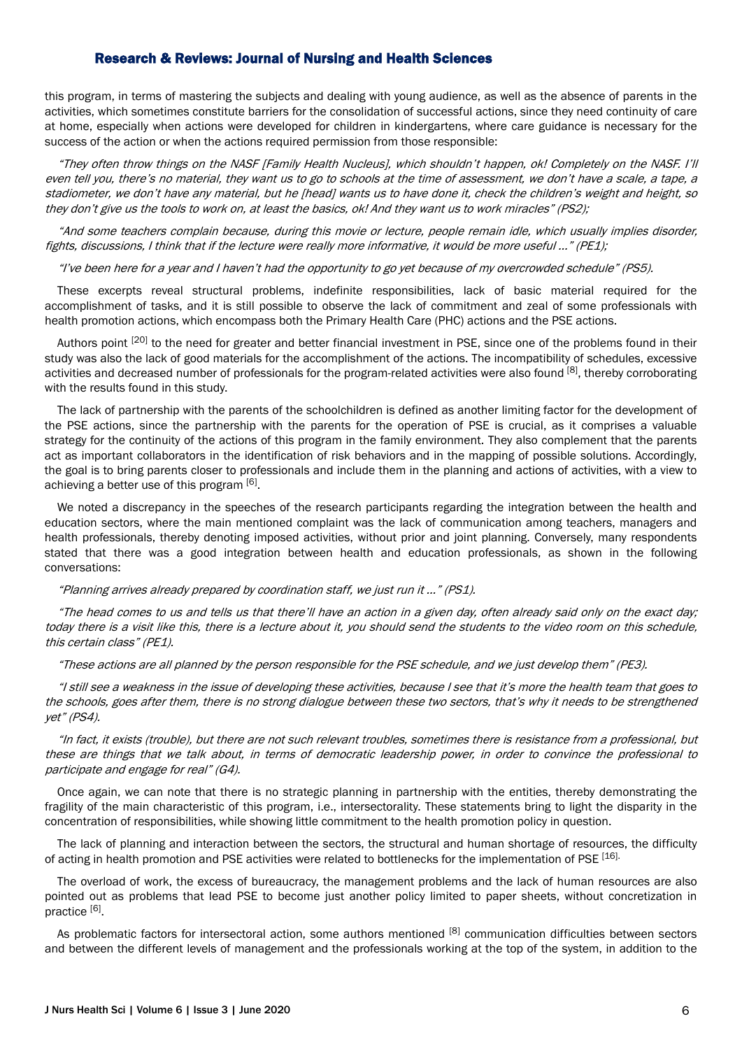this program, in terms of mastering the subjects and dealing with young audience, as well as the absence of parents in the activities, which sometimes constitute barriers for the consolidation of successful actions, since they need continuity of care at home, especially when actions were developed for children in kindergartens, where care guidance is necessary for the success of the action or when the actions required permission from those responsible:

*"They often throw things on the NASF [Family Health Nucleus], which shouldn't happen, ok! Completely on the NASF. I'll even tell you, there's no material, they want us to go to schools at the time of assessment, we don't have a scale, a tape, a stadiometer, we don't have any material, but he [head] wants us to have done it, check the children's weight and height, so they don't give us the tools to work on, at least the basics, ok! And they want us to work miracles" (PS2);*

*"And some teachers complain because, during this movie or lecture, people remain idle, which usually implies disorder, fights, discussions, I think that if the lecture were really more informative, it would be more useful ..." (PE1);*

*"I've been here for a year and I haven't had the opportunity to go yet because of my overcrowded schedule" (PS5).*

These excerpts reveal structural problems, indefinite responsibilities, lack of basic material required for the accomplishment of tasks, and it is still possible to observe the lack of commitment and zeal of some professionals with health promotion actions, which encompass both the Primary Health Care (PHC) actions and the PSE actions.

Authors point [20] to the need for greater and better financial investment in PSE, since one of the problems found in their study was also the lack of good materials for the accomplishment of the actions. The incompatibility of schedules, excessive activities and decreased number of professionals for the program-related activities were also found [8], thereby corroborating with the results found in this study.

The lack of partnership with the parents of the schoolchildren is defined as another limiting factor for the development of the PSE actions, since the partnership with the parents for the operation of PSE is crucial, as it comprises a valuable strategy for the continuity of the actions of this program in the family environment. They also complement that the parents act as important collaborators in the identification of risk behaviors and in the mapping of possible solutions. Accordingly, the goal is to bring parents closer to professionals and include them in the planning and actions of activities, with a view to achieving a better use of this program [6].

We noted a discrepancy in the speeches of the research participants regarding the integration between the health and education sectors, where the main mentioned complaint was the lack of communication among teachers, managers and health professionals, thereby denoting imposed activities, without prior and joint planning. Conversely, many respondents stated that there was a good integration between health and education professionals, as shown in the following conversations:

*"Planning arrives already prepared by coordination staff, we just run it ..." (PS1).*

*"The head comes to us and tells us that there'll have an action in a given day, often already said only on the exact day; today there is a visit like this, there is a lecture about it, you should send the students to the video room on this schedule, this certain class" (PE1).*

*"These actions are all planned by the person responsible for the PSE schedule, and we just develop them" (PE3).*

*"I still see a weakness in the issue of developing these activities, because I see that it's more the health team that goes to the schools, goes after them, there is no strong dialogue between these two sectors, that's why it needs to be strengthened yet" (PS4).*

*"In fact, it exists (trouble), but there are not such relevant troubles, sometimes there is resistance from a professional, but these are things that we talk about, in terms of democratic leadership power, in order to convince the professional to participate and engage for real" (G4).*

Once again, we can note that there is no strategic planning in partnership with the entities, thereby demonstrating the fragility of the main characteristic of this program, i.e., intersectorality. These statements bring to light the disparity in the concentration of responsibilities, while showing little commitment to the health promotion policy in question.

The lack of planning and interaction between the sectors, the structural and human shortage of resources, the difficulty of acting in health promotion and PSE activities were related to bottlenecks for the implementation of PSE [16].

The overload of work, the excess of bureaucracy, the management problems and the lack of human resources are also pointed out as problems that lead PSE to become just another policy limited to paper sheets, without concretization in practice [6].

As problematic factors for intersectoral action, some authors mentioned [8] communication difficulties between sectors and between the different levels of management and the professionals working at the top of the system, in addition to the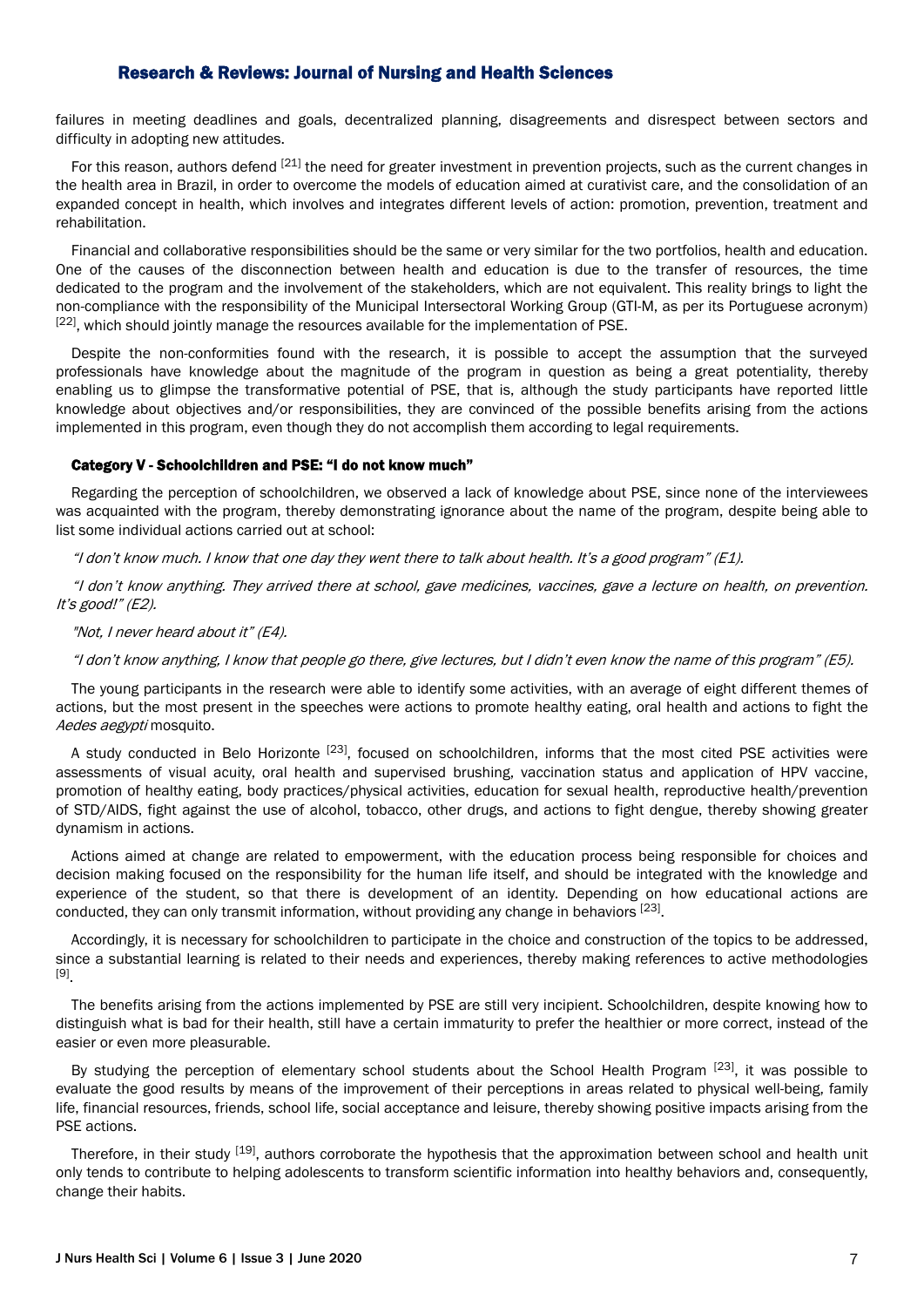failures in meeting deadlines and goals, decentralized planning, disagreements and disrespect between sectors and difficulty in adopting new attitudes.

For this reason, authors defend [21] the need for greater investment in prevention projects, such as the current changes in the health area in Brazil, in order to overcome the models of education aimed at curativist care, and the consolidation of an expanded concept in health, which involves and integrates different levels of action: promotion, prevention, treatment and rehabilitation.

Financial and collaborative responsibilities should be the same or very similar for the two portfolios, health and education. One of the causes of the disconnection between health and education is due to the transfer of resources, the time dedicated to the program and the involvement of the stakeholders, which are not equivalent. This reality brings to light the non-compliance with the responsibility of the Municipal Intersectoral Working Group (GTI-M, as per its Portuguese acronym) [22], which should jointly manage the resources available for the implementation of PSE.

Despite the non-conformities found with the research, it is possible to accept the assumption that the surveyed professionals have knowledge about the magnitude of the program in question as being a great potentiality, thereby enabling us to glimpse the transformative potential of PSE, that is, although the study participants have reported little knowledge about objectives and/or responsibilities, they are convinced of the possible benefits arising from the actions implemented in this program, even though they do not accomplish them according to legal requirements.

### Category V - Schoolchildren and PSE: "I do not know much"

Regarding the perception of schoolchildren, we observed a lack of knowledge about PSE, since none of the interviewees was acquainted with the program, thereby demonstrating ignorance about the name of the program, despite being able to list some individual actions carried out at school:

*"I don't know much. I know that one day they went there to talk about health. It's a good program" (E1).*

*"I don't know anything. They arrived there at school, gave medicines, vaccines, gave a lecture on health, on prevention. It's good!" (E2).*

*"Not, I never heard about it" (E4).*

*"I don't know anything, I know that people go there, give lectures, but I didn't even know the name of this program" (E5).*

The young participants in the research were able to identify some activities, with an average of eight different themes of actions, but the most present in the speeches were actions to promote healthy eating, oral health and actions to fight the *Aedes aegypti* mosquito.

A study conducted in Belo Horizonte [23], focused on schoolchildren, informs that the most cited PSE activities were assessments of visual acuity, oral health and supervised brushing, vaccination status and application of HPV vaccine, promotion of healthy eating, body practices/physical activities, education for sexual health, reproductive health/prevention of STD/AIDS, fight against the use of alcohol, tobacco, other drugs, and actions to fight dengue, thereby showing greater dynamism in actions.

Actions aimed at change are related to empowerment, with the education process being responsible for choices and decision making focused on the responsibility for the human life itself, and should be integrated with the knowledge and experience of the student, so that there is development of an identity. Depending on how educational actions are conducted, they can only transmit information, without providing any change in behaviors [23].

Accordingly, it is necessary for schoolchildren to participate in the choice and construction of the topics to be addressed, since a substantial learning is related to their needs and experiences, thereby making references to active methodologies [9].

The benefits arising from the actions implemented by PSE are still very incipient. Schoolchildren, despite knowing how to distinguish what is bad for their health, still have a certain immaturity to prefer the healthier or more correct, instead of the easier or even more pleasurable.

By studying the perception of elementary school students about the School Health Program [23], it was possible to evaluate the good results by means of the improvement of their perceptions in areas related to physical well-being, family life, financial resources, friends, school life, social acceptance and leisure, thereby showing positive impacts arising from the PSE actions.

Therefore, in their study [19], authors corroborate the hypothesis that the approximation between school and health unit only tends to contribute to helping adolescents to transform scientific information into healthy behaviors and, consequently, change their habits.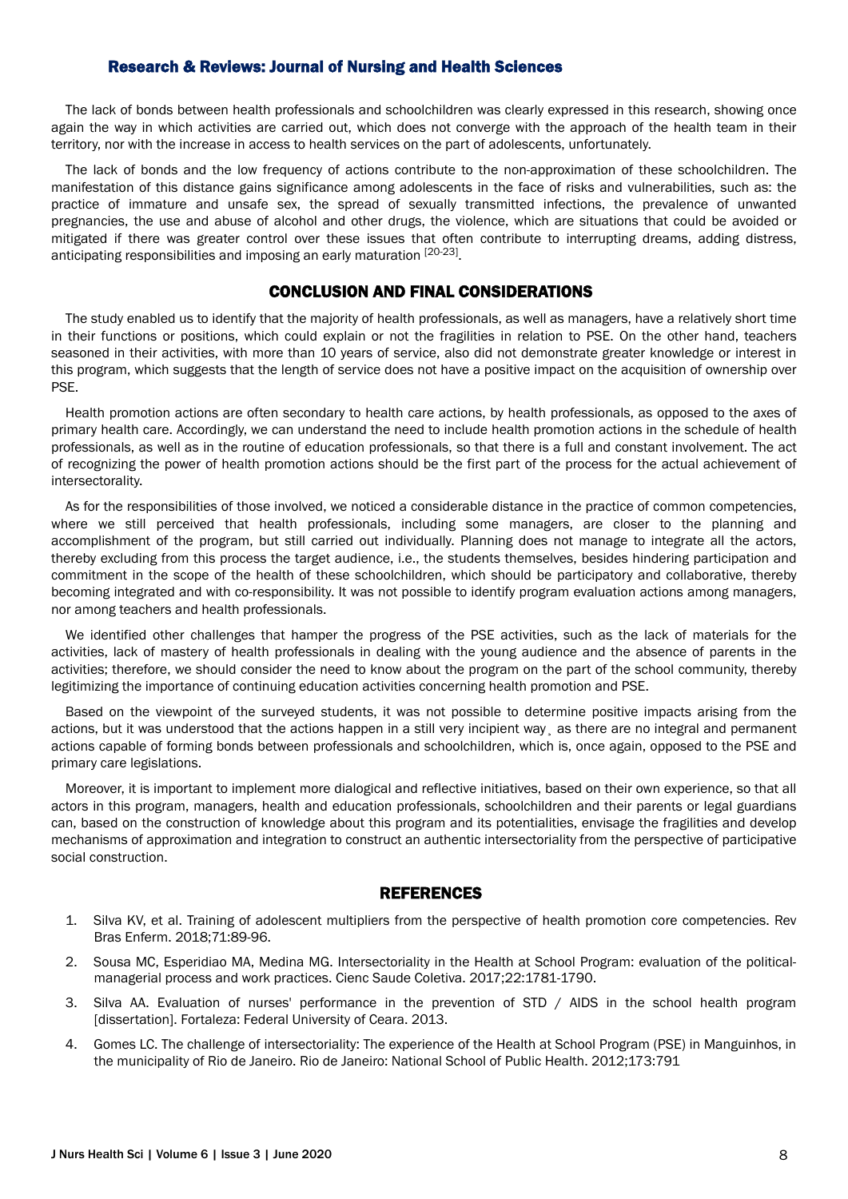The lack of bonds between health professionals and schoolchildren was clearly expressed in this research, showing once again the way in which activities are carried out, which does not converge with the approach of the health team in their territory, nor with the increase in access to health services on the part of adolescents, unfortunately.

The lack of bonds and the low frequency of actions contribute to the non-approximation of these schoolchildren. The manifestation of this distance gains significance among adolescents in the face of risks and vulnerabilities, such as: the practice of immature and unsafe sex, the spread of sexually transmitted infections, the prevalence of unwanted pregnancies, the use and abuse of alcohol and other drugs, the violence, which are situations that could be avoided or mitigated if there was greater control over these issues that often contribute to interrupting dreams, adding distress, anticipating responsibilities and imposing an early maturation [20-23].

## CONCLUSION AND FINAL CONSIDERATIONS

The study enabled us to identify that the majority of health professionals, as well as managers, have a relatively short time in their functions or positions, which could explain or not the fragilities in relation to PSE. On the other hand, teachers seasoned in their activities, with more than 10 years of service, also did not demonstrate greater knowledge or interest in this program, which suggests that the length of service does not have a positive impact on the acquisition of ownership over PSE.

Health promotion actions are often secondary to health care actions, by health professionals, as opposed to the axes of primary health care. Accordingly, we can understand the need to include health promotion actions in the schedule of health professionals, as well as in the routine of education professionals, so that there is a full and constant involvement. The act of recognizing the power of health promotion actions should be the first part of the process for the actual achievement of intersectorality.

As for the responsibilities of those involved, we noticed a considerable distance in the practice of common competencies, where we still perceived that health professionals, including some managers, are closer to the planning and accomplishment of the program, but still carried out individually. Planning does not manage to integrate all the actors, thereby excluding from this process the target audience, i.e., the students themselves, besides hindering participation and commitment in the scope of the health of these schoolchildren, which should be participatory and collaborative, thereby becoming integrated and with co-responsibility. It was not possible to identify program evaluation actions among managers, nor among teachers and health professionals.

We identified other challenges that hamper the progress of the PSE activities, such as the lack of materials for the activities, lack of mastery of health professionals in dealing with the young audience and the absence of parents in the activities; therefore, we should consider the need to know about the program on the part of the school community, thereby legitimizing the importance of continuing education activities concerning health promotion and PSE.

Based on the viewpoint of the surveyed students, it was not possible to determine positive impacts arising from the actions, but it was understood that the actions happen in a still very incipient way¸ as there are no integral and permanent actions capable of forming bonds between professionals and schoolchildren, which is, once again, opposed to the PSE and primary care legislations.

Moreover, it is important to implement more dialogical and reflective initiatives, based on their own experience, so that all actors in this program, managers, health and education professionals, schoolchildren and their parents or legal guardians can, based on the construction of knowledge about this program and its potentialities, envisage the fragilities and develop mechanisms of approximation and integration to construct an authentic intersectoriality from the perspective of participative social construction.

## REFERENCES

1. Silva KV, et al. Training of adolescent multipliers from the perspective of health promotion core competencies. Rev Bras Enferm. 2018;71:89-96.
2. Sousa MC, Esperidiao MA, Medina MG. Intersectoriality in the Health at School Program: evaluation of the political-managerial process and work practices. Cienc Saude Coletiva. 2017;22:1781-1790.
3. Silva AA. Evaluation of nurses' performance in the prevention of STD / AIDS in the school health program [dissertation]. Fortaleza: Federal University of Ceara. 2013.
4. Gomes LC. The challenge of intersectoriality: The experience of the Health at School Program (PSE) in Manguinhos, in the municipality of Rio de Janeiro. Rio de Janeiro: National School of Public Health. 2012;173:791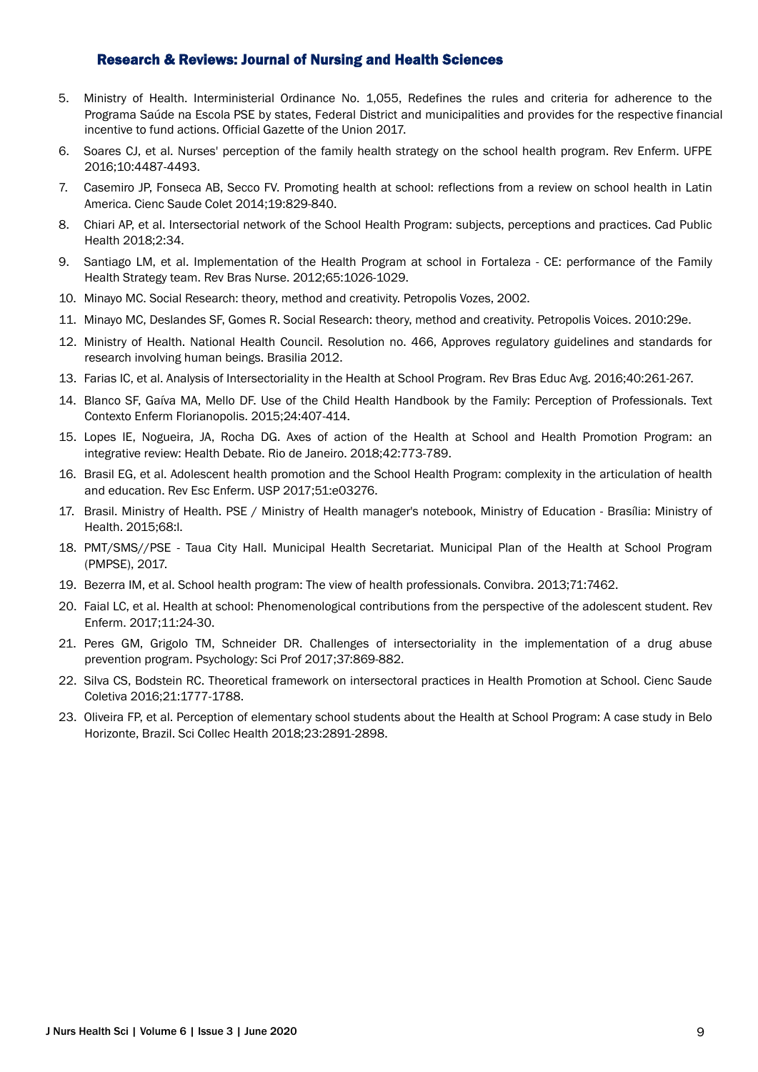5. Ministry of Health. Interministerial Ordinance No. 1,055, Redefines the rules and criteria for adherence to the Programa Saúde na Escola PSE by states, Federal District and municipalities and provides for the respective financial incentive to fund actions. Official Gazette of the Union 2017.
6. Soares CJ, et al. Nurses' perception of the family health strategy on the school health program. Rev Enferm. UFPE 2016;10:4487-4493.
7. Casemiro JP, Fonseca AB, Secco FV. Promoting health at school: reflections from a review on school health in Latin America. Cienc Saude Colet 2014;19:829-840.
8. Chiari AP, et al. Intersectorial network of the School Health Program: subjects, perceptions and practices. Cad Public Health 2018;2:34.
9. Santiago LM, et al. Implementation of the Health Program at school in Fortaleza - CE: performance of the Family Health Strategy team. Rev Bras Nurse. 2012;65:1026-1029.
10. Minayo MC. Social Research: theory, method and creativity. Petropolis Vozes, 2002.
11. Minayo MC, Deslandes SF, Gomes R. Social Research: theory, method and creativity. Petropolis Voices. 2010:29e.
12. Ministry of Health. National Health Council. Resolution no. 466, Approves regulatory guidelines and standards for research involving human beings. Brasilia 2012.
13. Farias IC, et al. Analysis of Intersectoriality in the Health at School Program. Rev Bras Educ Avg. 2016;40:261-267.
14. Blanco SF, Gaíva MA, Mello DF. Use of the Child Health Handbook by the Family: Perception of Professionals. Text Contexto Enferm Florianopolis. 2015;24:407-414.
15. Lopes IE, Nogueira, JA, Rocha DG. Axes of action of the Health at School and Health Promotion Program: an integrative review: Health Debate. Rio de Janeiro. 2018;42:773-789.
16. Brasil EG, et al. Adolescent health promotion and the School Health Program: complexity in the articulation of health and education. Rev Esc Enferm. USP 2017;51:e03276.
17. Brasil. Ministry of Health. PSE / Ministry of Health manager's notebook, Ministry of Education - Brasília: Ministry of Health. 2015;68:l.
18. PMT/SMS//PSE - Taua City Hall. Municipal Health Secretariat. Municipal Plan of the Health at School Program (PMPSE), 2017.
19. Bezerra IM, et al. School health program: The view of health professionals. Convibra. 2013;71:7462.
20. Faial LC, et al. Health at school: Phenomenological contributions from the perspective of the adolescent student. Rev Enferm. 2017;11:24-30.
21. Peres GM, Grigolo TM, Schneider DR. Challenges of intersectoriality in the implementation of a drug abuse prevention program. Psychology: Sci Prof 2017;37:869-882.
22. Silva CS, Bodstein RC. Theoretical framework on intersectoral practices in Health Promotion at School. Cienc Saude Coletiva 2016;21:1777-1788.
23. Oliveira FP, et al. Perception of elementary school students about the Health at School Program: A case study in Belo Horizonte, Brazil. Sci Collec Health 2018;23:2891-2898.